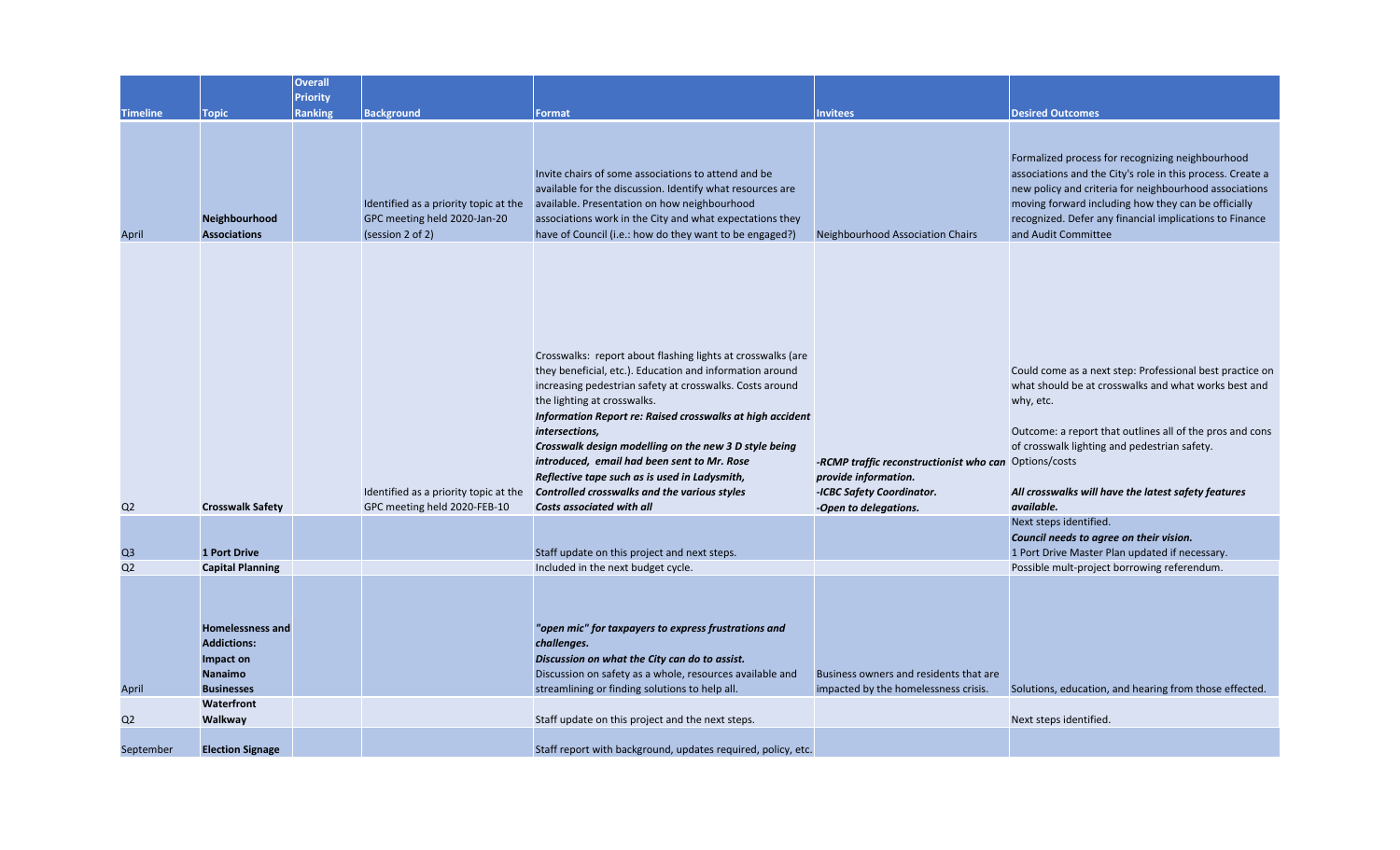| Timeline | Topic | Overall Priority Ranking | Background | Format | Invitees | Desired Outcomes |
|---|---|---|---|---|---|---|
| April | **Neighbourhood Associations** | | Identified as a priority topic at the GPC meeting held 2020-Jan-20 (session 2 of 2) | Invite chairs of some associations to attend and be available for the discussion. Identify what resources are available. Presentation on how neighbourhood associations work in the City and what expectations they have of Council (i.e.: how do they want to be engaged?) | Neighbourhood Association Chairs | Formalized process for recognizing neighbourhood associations and the City's role in this process. Create a new policy and criteria for neighbourhood associations moving forward including how they can be officially recognized. Defer any financial implications to Finance and Audit Committee |
| Q2 | **Crosswalk Safety** | | Identified as a priority topic at the GPC meeting held 2020-FEB-10 | Crosswalks: report about flashing lights at crosswalks (are they beneficial, etc.). Education and information around increasing pedestrian safety at crosswalks. Costs around the lighting at crosswalks.<br>***Information Report re: Raised crosswalks at high accident intersections,***<br>***Crosswalk design modelling on the new 3 D style being introduced, email had been sent to Mr. Rose***<br>***Reflective tape such as is used in Ladysmith,***<br>***Controlled crosswalks and the various styles***<br>***Costs associated with all*** | ***-RCMP traffic reconstructionist who can provide information.***<br>***-ICBC Safety Coordinator.***<br>***-Open to delegations.*** | Could come as a next step: Professional best practice on what should be at crosswalks and what works best and why, etc.<br><br>Outcome: a report that outlines all of the pros and cons of crosswalk lighting and pedestrian safety. Options/costs<br><br>***All crosswalks will have the latest safety features available.*** |
| Q3 | **1 Port Drive** | | | Staff update on this project and next steps. | | Next steps identified.<br>***Council needs to agree on their vision.***<br>1 Port Drive Master Plan updated if necessary. |
| Q2 | **Capital Planning** | | | Included in the next budget cycle. | | Possible mult-project borrowing referendum. |
| April | **Homelessness and Addictions: Impact on Nanaimo Businesses** | | | ***"open mic" for taxpayers to express frustrations and challenges.***<br>***Discussion on what the City can do to assist.***<br>Discussion on safety as a whole, resources available and streamlining or finding solutions to help all. | Business owners and residents that are impacted by the homelessness crisis. | Solutions, education, and hearing from those effected. |
| Q2 | **Waterfront Walkway** | | | Staff update on this project and the next steps. | | Next steps identified. |
| September | **Election Signage** | | | Staff report with background, updates required, policy, etc. | | |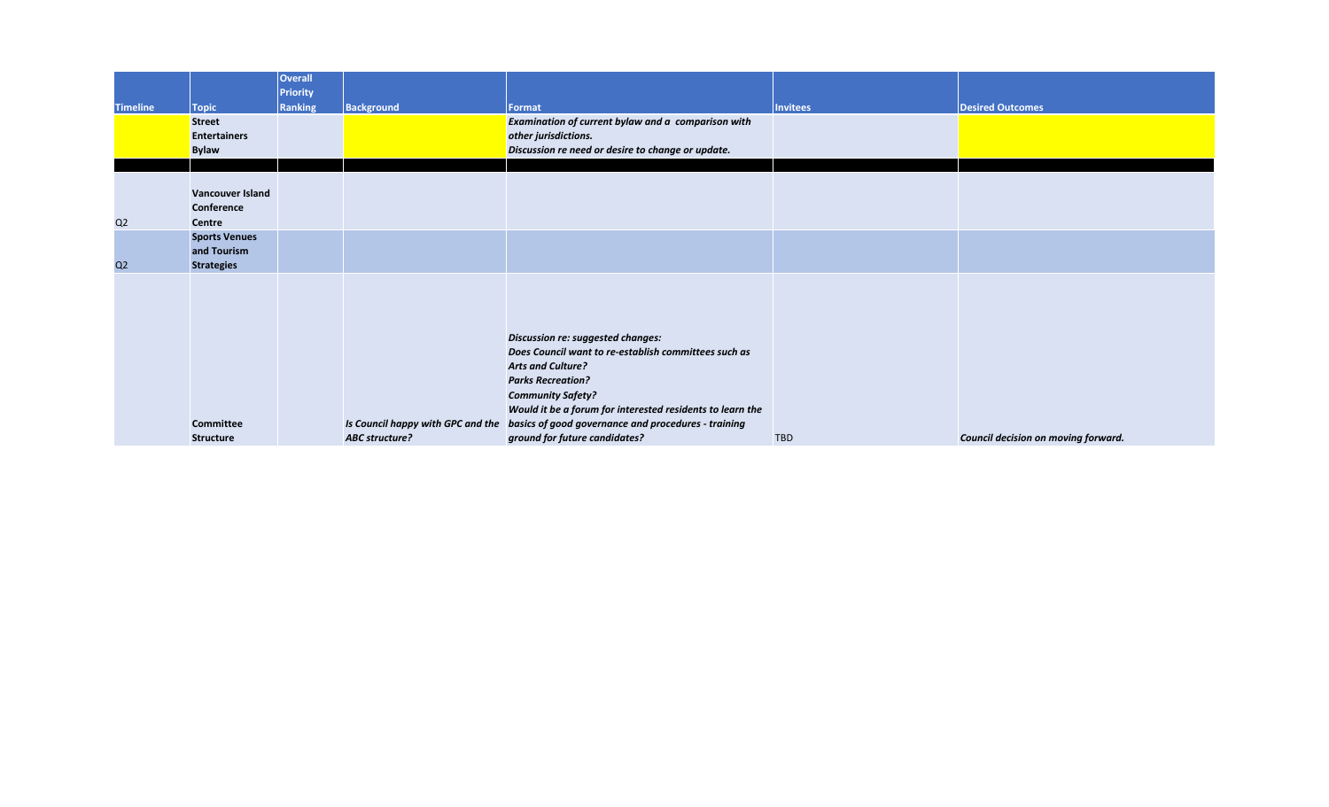| Timeline | Topic | Overall Priority Ranking | Background | Format | Invitees | Desired Outcomes |
|---|---|---|---|---|---|---|
| | **Street Entertainers Bylaw** | | | ***Examination of current bylaw and a comparison with other jurisdictions.*** ***Discussion re need or desire to change or update.*** | | |
| | | | | | | |
| Q2 | **Vancouver Island Conference Centre** | | | | | |
| Q2 | **Sports Venues and Tourism Strategies** | | | | | |
| | **Committee Structure** | | ***Is Council happy with GPC and the ABC structure?*** | ***Discussion re: suggested changes:*** ***Does Council want to re-establish committees such as Arts and Culture?*** ***Parks Recreation?*** ***Community Safety?*** ***Would it be a forum for interested residents to learn the basics of good governance and procedures - training ground for future candidates?*** | TBD | ***Council decision on moving forward.*** |